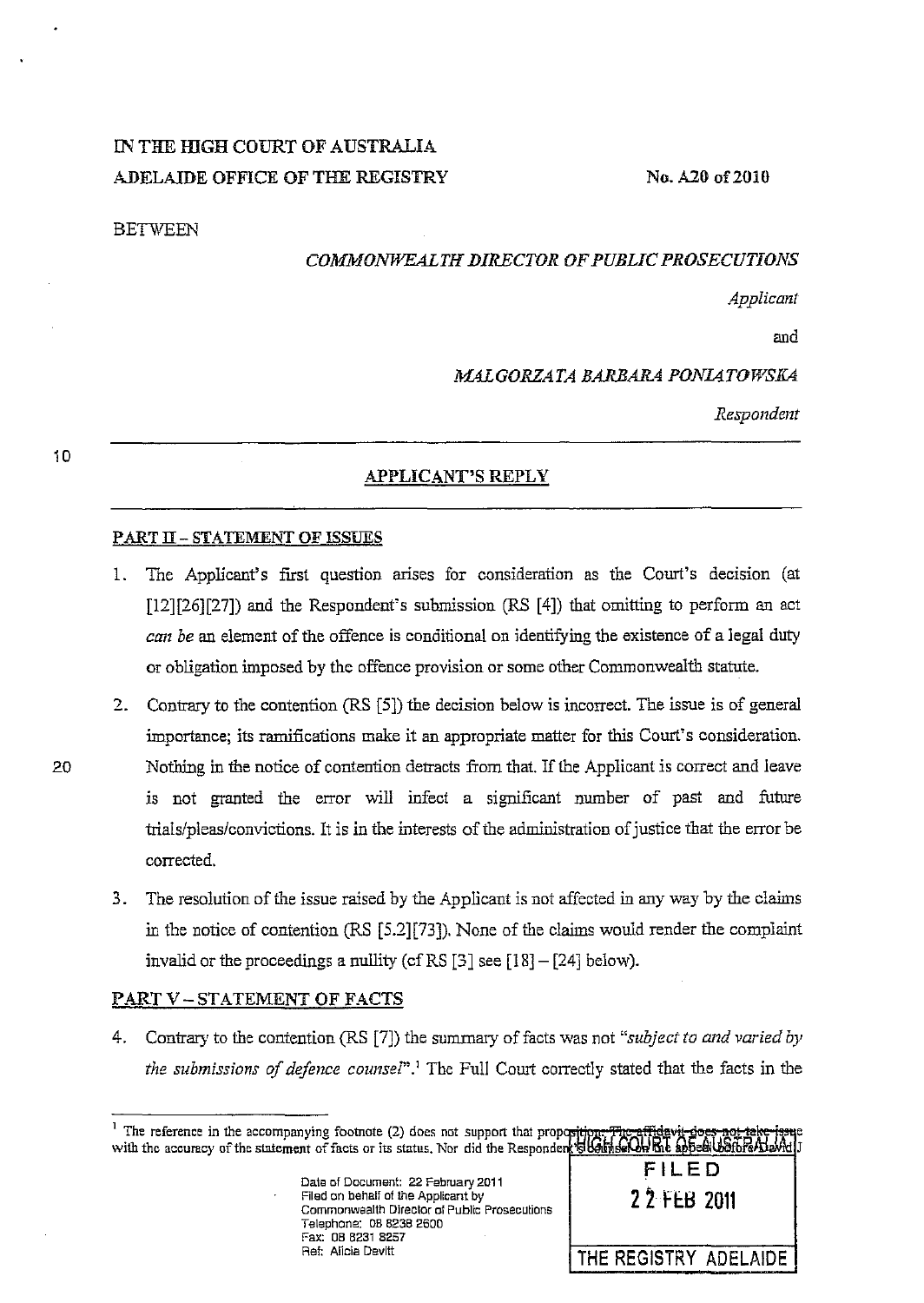IN THE HIGH COURT OF AUSTRALIA
ADELAIDE OFFICE OF THE REGISTRY

No. A20 of 2010

BETWEEN

*COMMONWEALTH DIRECTOR OF PUBLIC PROSECUTIONS*

*Applicant*

and

*MALGORZATA BARBARA PONIATOWSKA*

*Respondent*

## APPLICANT'S REPLY

### PART II – STATEMENT OF ISSUES

1. The Applicant's first question arises for consideration as the Court's decision (at [12][26][27]) and the Respondent's submission (RS [4]) that omitting to perform an act *can be* an element of the offence is conditional on identifying the existence of a legal duty or obligation imposed by the offence provision or some other Commonwealth statute.

2. Contrary to the contention (RS [5]) the decision below is incorrect. The issue is of general importance; its ramifications make it an appropriate matter for this Court's consideration. Nothing in the notice of contention detracts from that. If the Applicant is correct and leave is not granted the error will infect a significant number of past and future trials/pleas/convictions. It is in the interests of the administration of justice that the error be corrected.

3. The resolution of the issue raised by the Applicant is not affected in any way by the claims in the notice of contention (RS [5.2][73]). None of the claims would render the complaint invalid or the proceedings a nullity (cf RS [3] see [18] – [24] below).

### PART V – STATEMENT OF FACTS

4. Contrary to the contention (RS [7]) the summary of facts was not *"subject to and varied by the submissions of defence counsel"*.[1] The Full Court correctly stated that the facts in the

[1] The reference in the accompanying footnote (2) does not support that proposition. The affidavit does not take issue with the accuracy of the statement of facts or its status. Nor did the Respondent's counsel on the appeal before David J

Date of Document: 22 February 2011
Filed on behalf of the Applicant by
Commonwealth Director of Public Prosecutions
Telephone: 08 8238 2600
Fax: 08 8231 8257
Ref: Alicia Devitt

HIGH COURT OF AUSTRALIA
FILED
22 FEB 2011
THE REGISTRY ADELAIDE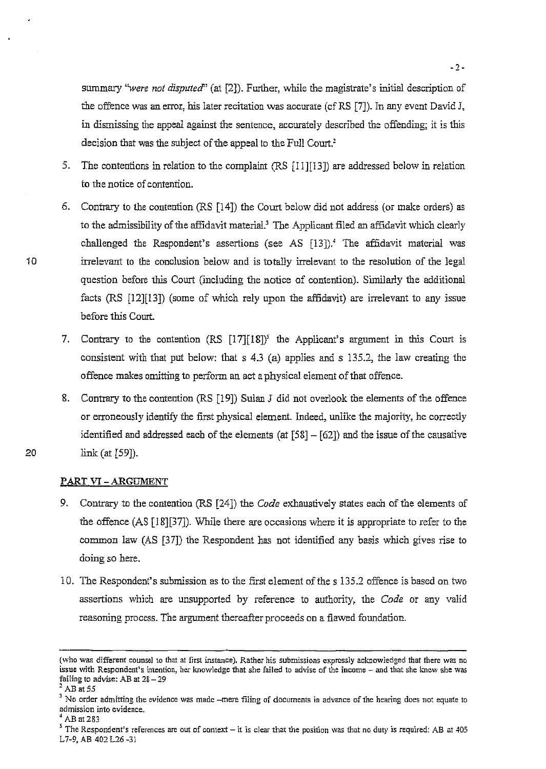summary *"were not disputed"* (at [2]). Further, while the magistrate's initial description of the offence was an error, his later recitation was accurate (cf RS [7]). In any event David J, in dismissing the appeal against the sentence, accurately described the offending; it is this decision that was the subject of the appeal to the Full Court.[2]

5. The contentions in relation to the complaint (RS [11][13]) are addressed below in relation to the notice of contention.

6. Contrary to the contention (RS [14]) the Court below did not address (or make orders) as to the admissibility of the affidavit material.[3] The Applicant filed an affidavit which clearly challenged the Respondent's assertions (see AS [13]).[4] The affidavit material was irrelevant to the conclusion below and is totally irrelevant to the resolution of the legal question before this Court (including the notice of contention). Similarly the additional facts (RS [12][13]) (some of which rely upon the affidavit) are irrelevant to any issue before this Court.

7. Contrary to the contention (RS [17][18])[5] the Applicant's argument in this Court is consistent with that put below: that s 4.3 (a) applies and s 135.2, the law creating the offence makes omitting to perform an act a physical element of that offence.

8. Contrary to the contention (RS [19]) Sulan J did not overlook the elements of the offence or erroneously identify the first physical element. Indeed, unlike the majority, he correctly identified and addressed each of the elements (at [58] – [62]) and the issue of the causative link (at [59]).

## PART VI - ARGUMENT

9. Contrary to the contention (RS [24]) the *Code* exhaustively states each of the elements of the offence (AS [18][37]). While there are occasions where it is appropriate to refer to the common law (AS [37]) the Respondent has not identified any basis which gives rise to doing so here.

10. The Respondent's submission as to the first element of the s 135.2 offence is based on two assertions which are unsupported by reference to authority, the *Code* or any valid reasoning process. The argument thereafter proceeds on a flawed foundation.

---

(who was different counsel to that at first instance). Rather his submissions expressly acknowledged that there was no issue with Respondent's intention, her knowledge that she failed to advise of the income – and that she knew she was failing to advise: AB at 28 – 29

[2] AB at 55

[3] No order admitting the evidence was made –mere filing of documents in advance of the hearing does not equate to admission into evidence.

[4] AB at 283

[5] The Respondent's references are out of context – it is clear that the position was that no duty is required: AB at 405 L7-9, AB 402 L26 -31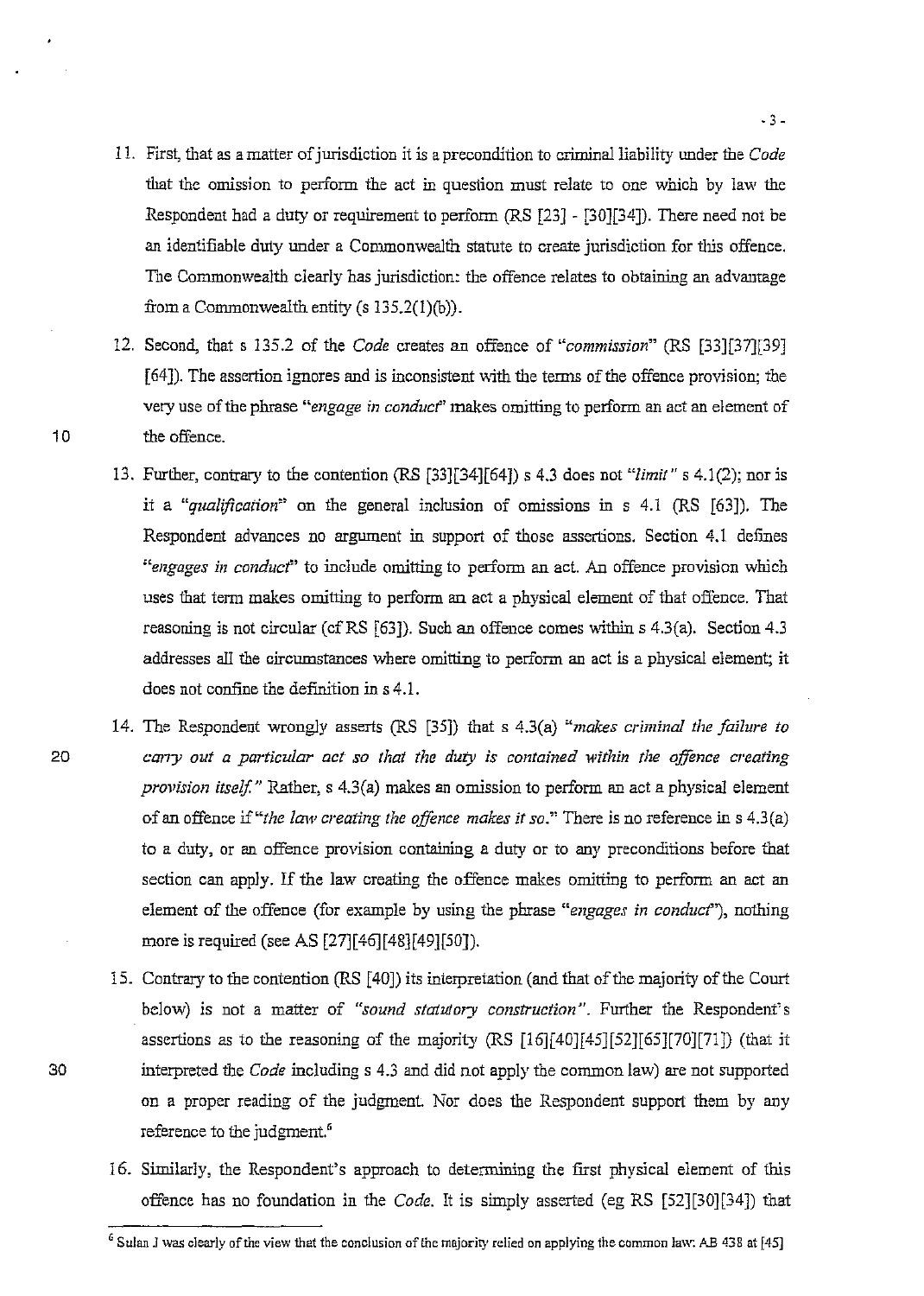11. First, that as a matter of jurisdiction it is a precondition to criminal liability under the *Code* that the omission to perform the act in question must relate to one which by law the Respondent had a duty or requirement to perform (RS [23] - [30][34]). There need not be an identifiable duty under a Commonwealth statute to create jurisdiction for this offence. The Commonwealth clearly has jurisdiction: the offence relates to obtaining an advantage from a Commonwealth entity (s 135.2(1)(b)).

12. Second, that s 135.2 of the *Code* creates an offence of *"commission"* (RS [33][37][39] [64]). The assertion ignores and is inconsistent with the terms of the offence provision; the very use of the phrase *"engage in conduct"* makes omitting to perform an act an element of the offence.

13. Further, contrary to the contention (RS [33][34][64]) s 4.3 does not *"limit"* s 4.1(2); nor is it a *"qualification"* on the general inclusion of omissions in s 4.1 (RS [63]). The Respondent advances no argument in support of those assertions. Section 4.1 defines *"engages in conduct"* to include omitting to perform an act. An offence provision which uses that term makes omitting to perform an act a physical element of that offence. That reasoning is not circular (cf RS [63]). Such an offence comes within s 4.3(a). Section 4.3 addresses all the circumstances where omitting to perform an act is a physical element; it does not confine the definition in s 4.1.

14. The Respondent wrongly asserts (RS [35]) that s 4.3(a) *"makes criminal the failure to carry out a particular act so that the duty is contained within the offence creating provision itself."* Rather, s 4.3(a) makes an omission to perform an act a physical element of an offence if *"the law creating the offence makes it so."* There is no reference in s 4.3(a) to a duty, or an offence provision containing a duty or to any preconditions before that section can apply. If the law creating the offence makes omitting to perform an act an element of the offence (for example by using the phrase *"engages in conduct"*), nothing more is required (see AS [27][46][48][49][50]).

15. Contrary to the contention (RS [40]) its interpretation (and that of the majority of the Court below) is not a matter of *"sound statutory construction"*. Further the Respondent's assertions as to the reasoning of the majority (RS [16][40][45][52][65][70][71]) (that it interpreted the *Code* including s 4.3 and did not apply the common law) are not supported on a proper reading of the judgment. Nor does the Respondent support them by any reference to the judgment.[6]

16. Similarly, the Respondent's approach to determining the first physical element of this offence has no foundation in the *Code*. It is simply asserted (eg RS [52][30][34]) that

---

[6] Sulan J was clearly of the view that the conclusion of the majority relied on applying the common law: AB 438 at [45]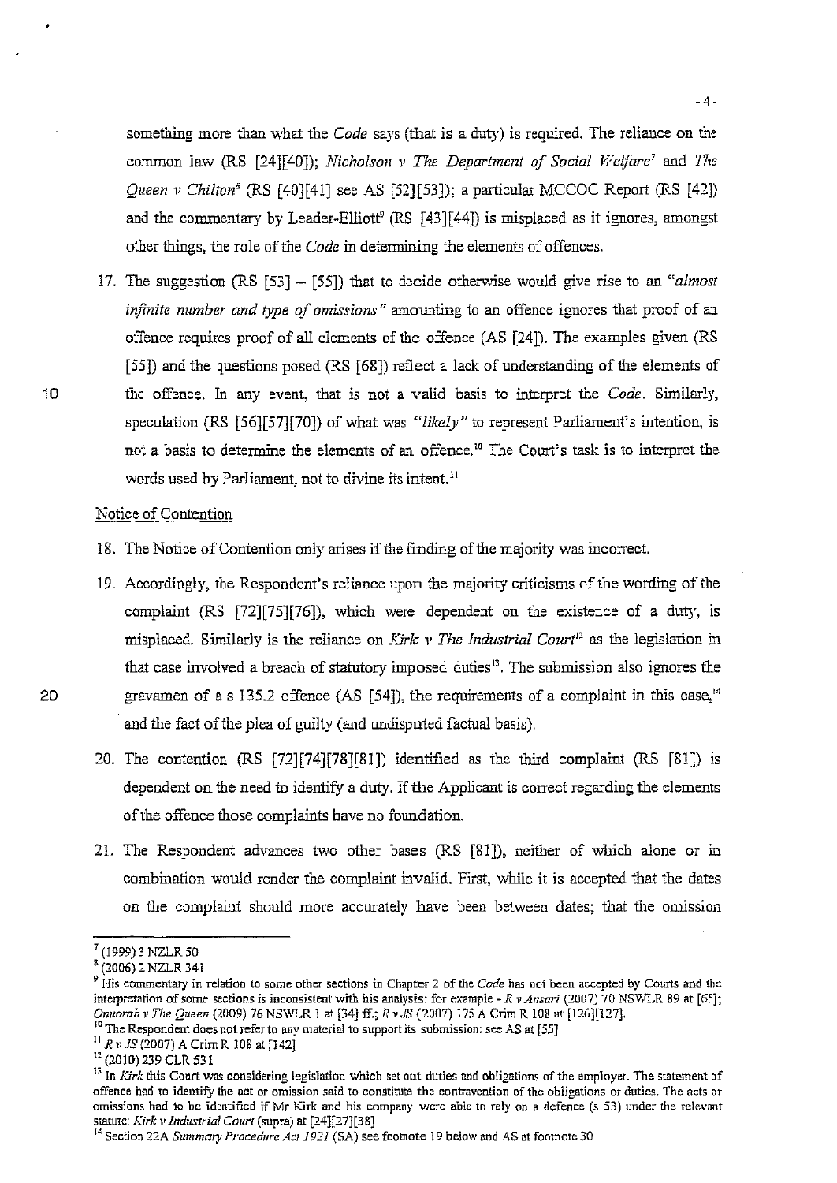something more than what the *Code* says (that is a duty) is required. The reliance on the common law (RS [24][40]); *Nicholson v The Department of Social Welfare*[7] and *The Queen v Chilton*[8] (RS [40][41] see AS [52][53]); a particular MCCOC Report (RS [42]) and the commentary by Leader-Elliott[9] (RS [43][44]) is misplaced as it ignores, amongst other things, the role of the *Code* in determining the elements of offences.

17. The suggestion (RS [53] – [55]) that to decide otherwise would give rise to an *"almost infinite number and type of omissions"* amounting to an offence ignores that proof of an offence requires proof of all elements of the offence (AS [24]). The examples given (RS [55]) and the questions posed (RS [68]) reflect a lack of understanding of the elements of the offence. In any event, that is not a valid basis to interpret the *Code*. Similarly, speculation (RS [56][57][70]) of what was *"likely"* to represent Parliament's intention, is not a basis to determine the elements of an offence.[10] The Court's task is to interpret the words used by Parliament, not to divine its intent.[11]

Notice of Contention

18. The Notice of Contention only arises if the finding of the majority was incorrect.

19. Accordingly, the Respondent's reliance upon the majority criticisms of the wording of the complaint (RS [72][75][76]), which were dependent on the existence of a duty, is misplaced. Similarly is the reliance on *Kirk v The Industrial Court*[12] as the legislation in that case involved a breach of statutory imposed duties[13]. The submission also ignores the gravamen of a s 135.2 offence (AS [54]), the requirements of a complaint in this case,[14] and the fact of the plea of guilty (and undisputed factual basis).

20. The contention (RS [72][74][78][81]) identified as the third complaint (RS [81]) is dependent on the need to identify a duty. If the Applicant is correct regarding the elements of the offence those complaints have no foundation.

21. The Respondent advances two other bases (RS [81]), neither of which alone or in combination would render the complaint invalid. First, while it is accepted that the dates on the complaint should more accurately have been between dates; that the omission

---

[7] (1999) 3 NZLR 50

[8] (2006) 2 NZLR 341

[9] His commentary in relation to some other sections in Chapter 2 of the *Code* has not been accepted by Courts and the interpretation of some sections is inconsistent with his analysis: for example - *R v Ansari* (2007) 70 NSWLR 89 at [65]; *Onuorah v The Queen* (2009) 76 NSWLR 1 at [34] ff.; *R v JS* (2007) 175 A Crim R 108 at [126][127].

[10] The Respondent does not refer to any material to support its submission: see AS at [55]

[11] *R v JS* (2007) A Crim R 108 at [142]

[12] (2010) 239 CLR 531

[13] In *Kirk* this Court was considering legislation which set out duties and obligations of the employer. The statement of offence had to identify the act or omission said to constitute the contravention of the obligations or duties. The acts or omissions had to be identified if Mr Kirk and his company were able to rely on a defence (s 53) under the relevant statute: *Kirk v Industrial Court* (supra) at [24][27][38]

[14] Section 22A *Summary Procedure Act 1921* (SA) see footnote 19 below and AS at footnote 30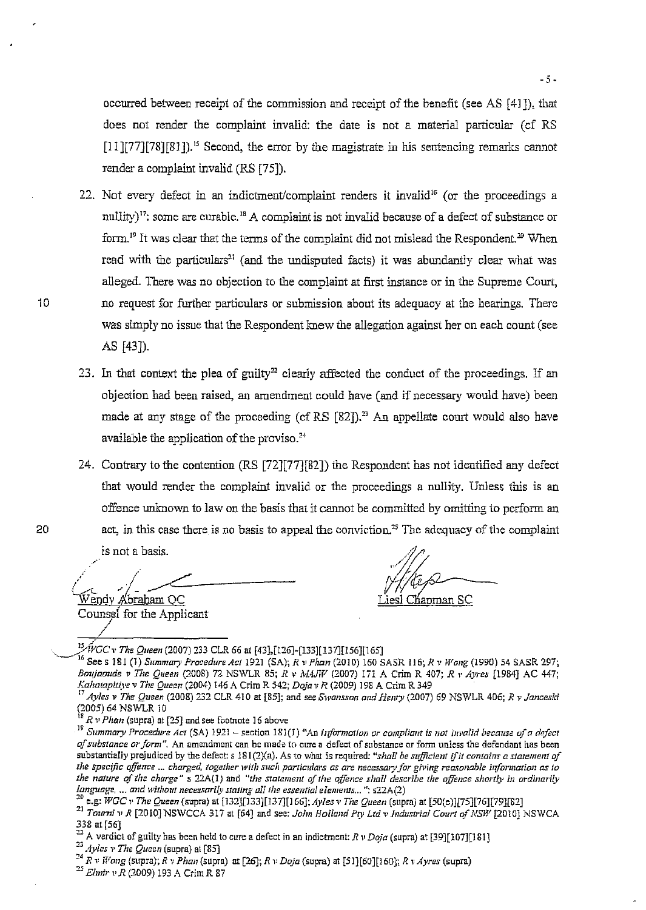occurred between receipt of the commission and receipt of the benefit (see AS [41]), that does not render the complaint invalid: the date is not a material particular (cf RS [11][77][78][81]).[15] Second, the error by the magistrate in his sentencing remarks cannot render a complaint invalid (RS [75]).

22. Not every defect in an indictment/complaint renders it invalid[16] (or the proceedings a nullity)[17]: some are curable.[18] A complaint is not invalid because of a defect of substance or form.[19] It was clear that the terms of the complaint did not mislead the Respondent.[20] When read with the particulars[21] (and the undisputed facts) it was abundantly clear what was alleged. There was no objection to the complaint at first instance or in the Supreme Court, no request for further particulars or submission about its adequacy at the hearings. There was simply no issue that the Respondent knew the allegation against her on each count (see AS [43]).

23. In that context the plea of guilty[22] clearly affected the conduct of the proceedings. If an objection had been raised, an amendment could have (and if necessary would have) been made at any stage of the proceeding (cf RS [82]).[23] An appellate court would also have available the application of the proviso.[24]

24. Contrary to the contention (RS [72][77][82]) the Respondent has not identified any defect that would render the complaint invalid or the proceedings a nullity. Unless this is an offence unknown to law on the basis that it cannot be committed by omitting to perform an act, in this case there is no basis to appeal the conviction.[25] The adequacy of the complaint is not a basis.

Wendy Abraham QC
Counsel for the Applicant

Liesl Chapman SC

---

[15] *WGC v The Queen* (2007) 233 CLR 66 at [43],[126]-[133][137][156][165]

[16] See s 181 (1) *Summary Procedure Act* 1921 (SA); *R v Phan* (2010) 160 SASR 116; *R v Wong* (1990) 54 SASR 297; *Boujaoude v The Queen* (2008) 72 NSWLR 85; *R v MAJW* (2007) 171 A Crim R 407; *R v Ayres* [1984] AC 447; *Kahatapitiye v The Queen* (2004) 146 A Crim R 542; *Doja v R* (2009) 198 A Crim R 349

[17] *Ayles v The Queen* (2008) 232 CLR 410 at [85]; and see *Swansson and Henry* (2007) 69 NSWLR 406; *R v Janceski* (2005) 64 NSWLR 10

[18] *R v Phan* (supra) at [25] and see footnote 16 above

[19] *Summary Procedure Act* (SA) 1921 – section 181(1) "An *information or compliant is not invalid because of a defect of substance or form*". An amendment can be made to cure a defect of substance or form unless the defendant has been substantially prejudiced by the defect: s 181(2)(a). As to what is required: "*shall be sufficient if it contains a statement of the specific offence ... charged, together with such particulars as are necessary for giving reasonable information as to the nature of the charge*" s 22A(1) and "*the statement of the offence shall describe the offence shortly in ordinarily language, ... and without necessarily stating all the essential elements...*": s22A(2)

[20] e.g: *WGC v The Queen* (supra) at [132][133][137][166]; *Ayles v The Queen* (supra) at [50(e)][75][76][79][82]

[21] *Tourni v R* [2010] NSWCCA 317 at [64] and see: *John Holland Pty Ltd v Industrial Court of NSW* [2010] NSWCA 338 at [56]

[22] A verdict of guilty has been held to cure a defect in an indictment: *R v Doja* (supra) at [39][107][181]

[23] *Ayles v The Queen* (supra) at [85]

[24] *R v Wong* (supra); *R v Phan* (supra) at [26]; *R v Doja* (supra) at [51][60][160]; *R v Ayres* (supra)

[25] *Elmir v R* (2009) 193 A Crim R 87